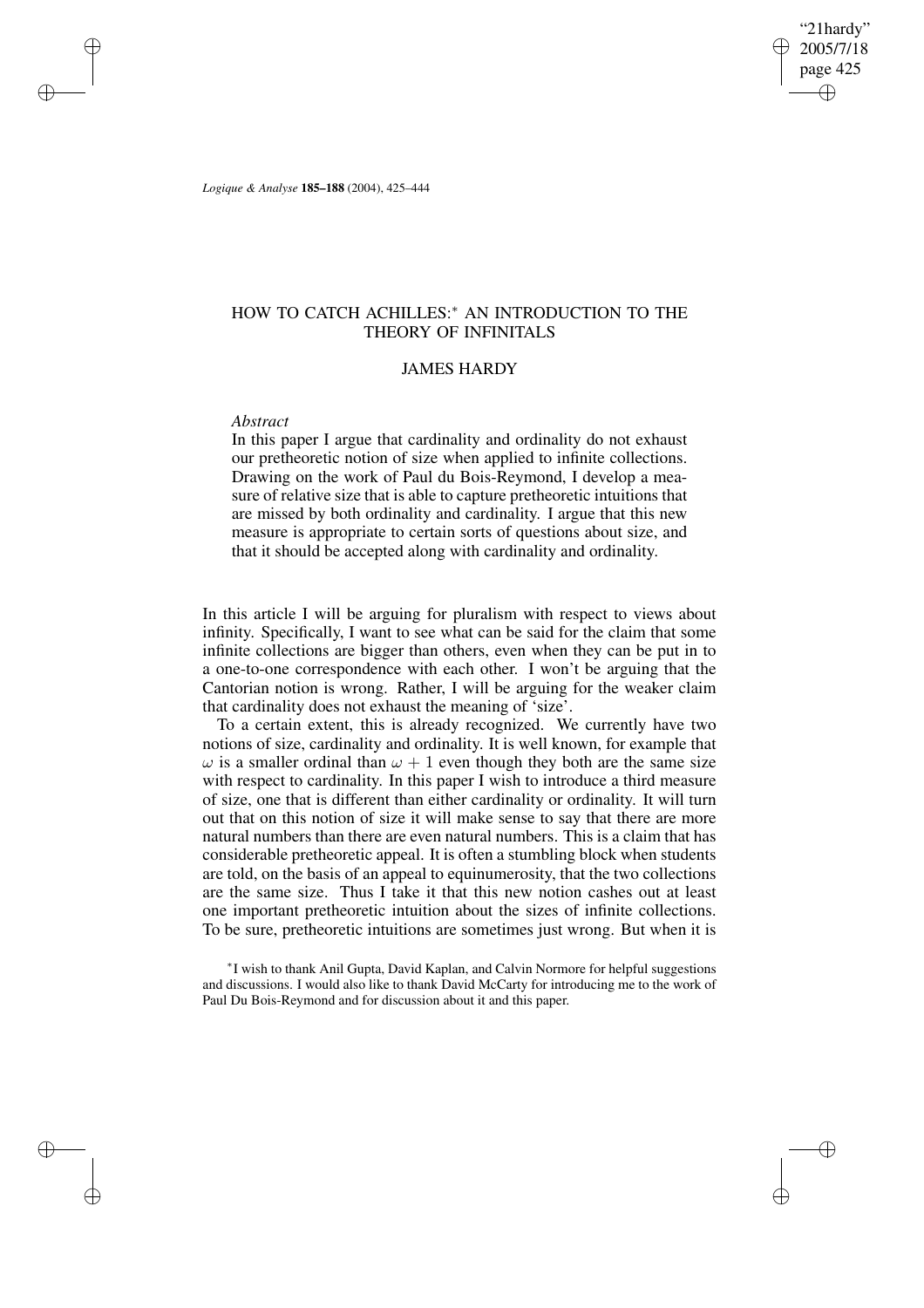# HOW TO CATCH ACHILLES:* AN INTRODUCTION TO THE THEORY OF INFINITALS

## JAMES HARDY

*Abstract*

In this paper I argue that cardinality and ordinality do not exhaust our pretheoretic notion of size when applied to infinite collections. Drawing on the work of Paul du Bois-Reymond, I develop a measure of relative size that is able to capture pretheoretic intuitions that are missed by both ordinality and cardinality. I argue that this new measure is appropriate to certain sorts of questions about size, and that it should be accepted along with cardinality and ordinality.

In this article I will be arguing for pluralism with respect to views about infinity. Specifically, I want to see what can be said for the claim that some infinite collections are bigger than others, even when they can be put in to a one-to-one correspondence with each other. I won't be arguing that the Cantorian notion is wrong. Rather, I will be arguing for the weaker claim that cardinality does not exhaust the meaning of 'size'.

To a certain extent, this is already recognized. We currently have two notions of size, cardinality and ordinality. It is well known, for example that $\omega$ is a smaller ordinal than $\omega + 1$ even though they both are the same size with respect to cardinality. In this paper I wish to introduce a third measure of size, one that is different than either cardinality or ordinality. It will turn out that on this notion of size it will make sense to say that there are more natural numbers than there are even natural numbers. This is a claim that has considerable pretheoretic appeal. It is often a stumbling block when students are told, on the basis of an appeal to equinumerosity, that the two collections are the same size. Thus I take it that this new notion cashes out at least one important pretheoretic intuition about the sizes of infinite collections. To be sure, pretheoretic intuitions are sometimes just wrong. But when it is

*I wish to thank Anil Gupta, David Kaplan, and Calvin Normore for helpful suggestions and discussions. I would also like to thank David McCarty for introducing me to the work of Paul Du Bois-Reymond and for discussion about it and this paper.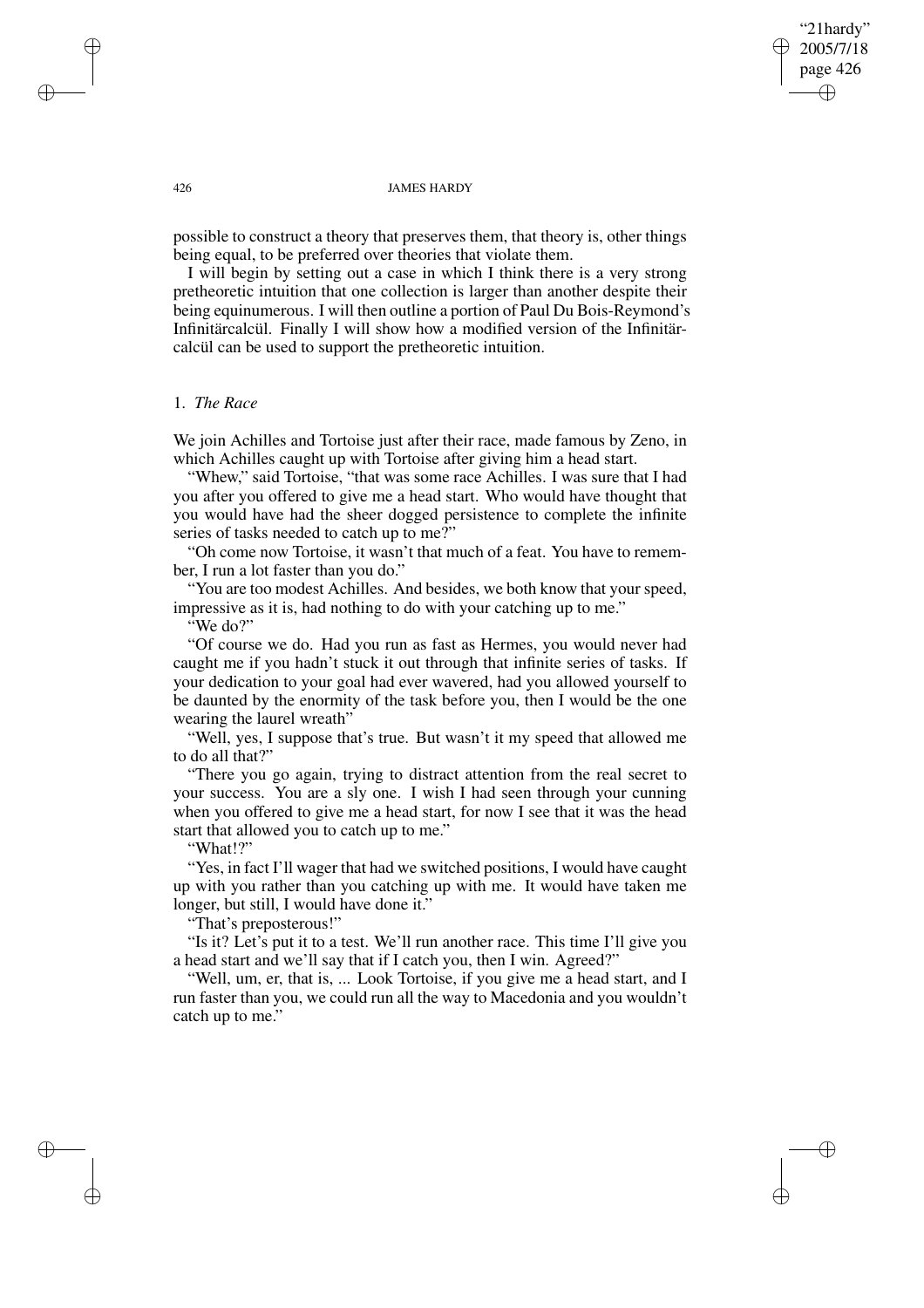possible to construct a theory that preserves them, that theory is, other things being equal, to be preferred over theories that violate them.

I will begin by setting out a case in which I think there is a very strong pretheoretic intuition that one collection is larger than another despite their being equinumerous. I will then outline a portion of Paul Du Bois-Reymond's Infinitärcalcül. Finally I will show how a modified version of the Infinitärcalcül can be used to support the pretheoretic intuition.

## 1. *The Race*

We join Achilles and Tortoise just after their race, made famous by Zeno, in which Achilles caught up with Tortoise after giving him a head start.

"Whew," said Tortoise, "that was some race Achilles. I was sure that I had you after you offered to give me a head start. Who would have thought that you would have had the sheer dogged persistence to complete the infinite series of tasks needed to catch up to me?"

"Oh come now Tortoise, it wasn't that much of a feat. You have to remember, I run a lot faster than you do."

"You are too modest Achilles. And besides, we both know that your speed, impressive as it is, had nothing to do with your catching up to me."

"We do?"

"Of course we do. Had you run as fast as Hermes, you would never had caught me if you hadn't stuck it out through that infinite series of tasks. If your dedication to your goal had ever wavered, had you allowed yourself to be daunted by the enormity of the task before you, then I would be the one wearing the laurel wreath"

"Well, yes, I suppose that's true. But wasn't it my speed that allowed me to do all that?"

"There you go again, trying to distract attention from the real secret to your success. You are a sly one. I wish I had seen through your cunning when you offered to give me a head start, for now I see that it was the head start that allowed you to catch up to me."

"What!?"

"Yes, in fact I'll wager that had we switched positions, I would have caught up with you rather than you catching up with me. It would have taken me longer, but still, I would have done it."

"That's preposterous!"

"Is it? Let's put it to a test. We'll run another race. This time I'll give you a head start and we'll say that if I catch you, then I win. Agreed?"

"Well, um, er, that is, ... Look Tortoise, if you give me a head start, and I run faster than you, we could run all the way to Macedonia and you wouldn't catch up to me."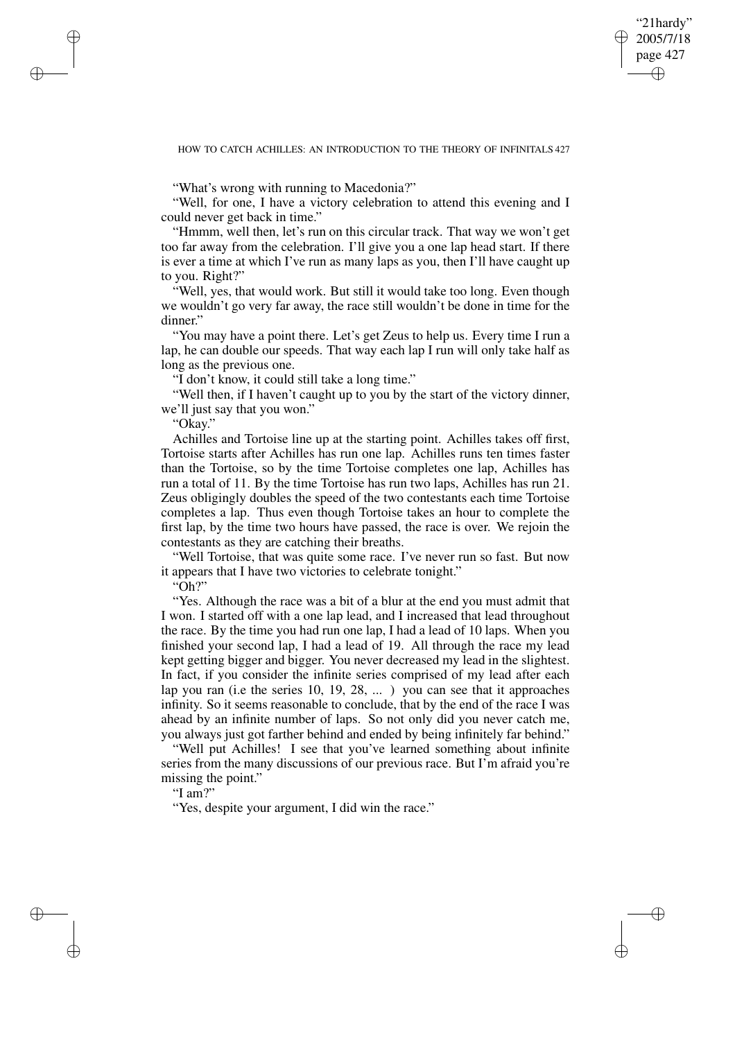"What's wrong with running to Macedonia?"

"Well, for one, I have a victory celebration to attend this evening and I could never get back in time."

"Hmmm, well then, let's run on this circular track. That way we won't get too far away from the celebration. I'll give you a one lap head start. If there is ever a time at which I've run as many laps as you, then I'll have caught up to you. Right?"

"Well, yes, that would work. But still it would take too long. Even though we wouldn't go very far away, the race still wouldn't be done in time for the dinner."

"You may have a point there. Let's get Zeus to help us. Every time I run a lap, he can double our speeds. That way each lap I run will only take half as long as the previous one.

"I don't know, it could still take a long time."

"Well then, if I haven't caught up to you by the start of the victory dinner, we'll just say that you won."

"Okay."

Achilles and Tortoise line up at the starting point. Achilles takes off first, Tortoise starts after Achilles has run one lap. Achilles runs ten times faster than the Tortoise, so by the time Tortoise completes one lap, Achilles has run a total of 11. By the time Tortoise has run two laps, Achilles has run 21. Zeus obligingly doubles the speed of the two contestants each time Tortoise completes a lap. Thus even though Tortoise takes an hour to complete the first lap, by the time two hours have passed, the race is over. We rejoin the contestants as they are catching their breaths.

"Well Tortoise, that was quite some race. I've never run so fast. But now it appears that I have two victories to celebrate tonight."

"Oh?"

"Yes. Although the race was a bit of a blur at the end you must admit that I won. I started off with a one lap lead, and I increased that lead throughout the race. By the time you had run one lap, I had a lead of 10 laps. When you finished your second lap, I had a lead of 19. All through the race my lead kept getting bigger and bigger. You never decreased my lead in the slightest. In fact, if you consider the infinite series comprised of my lead after each lap you ran (i.e the series 10, 19, 28, ... ) you can see that it approaches infinity. So it seems reasonable to conclude, that by the end of the race I was ahead by an infinite number of laps. So not only did you never catch me, you always just got farther behind and ended by being infinitely far behind."

"Well put Achilles! I see that you've learned something about infinite series from the many discussions of our previous race. But I'm afraid you're missing the point."

"I am?"

"Yes, despite your argument, I did win the race."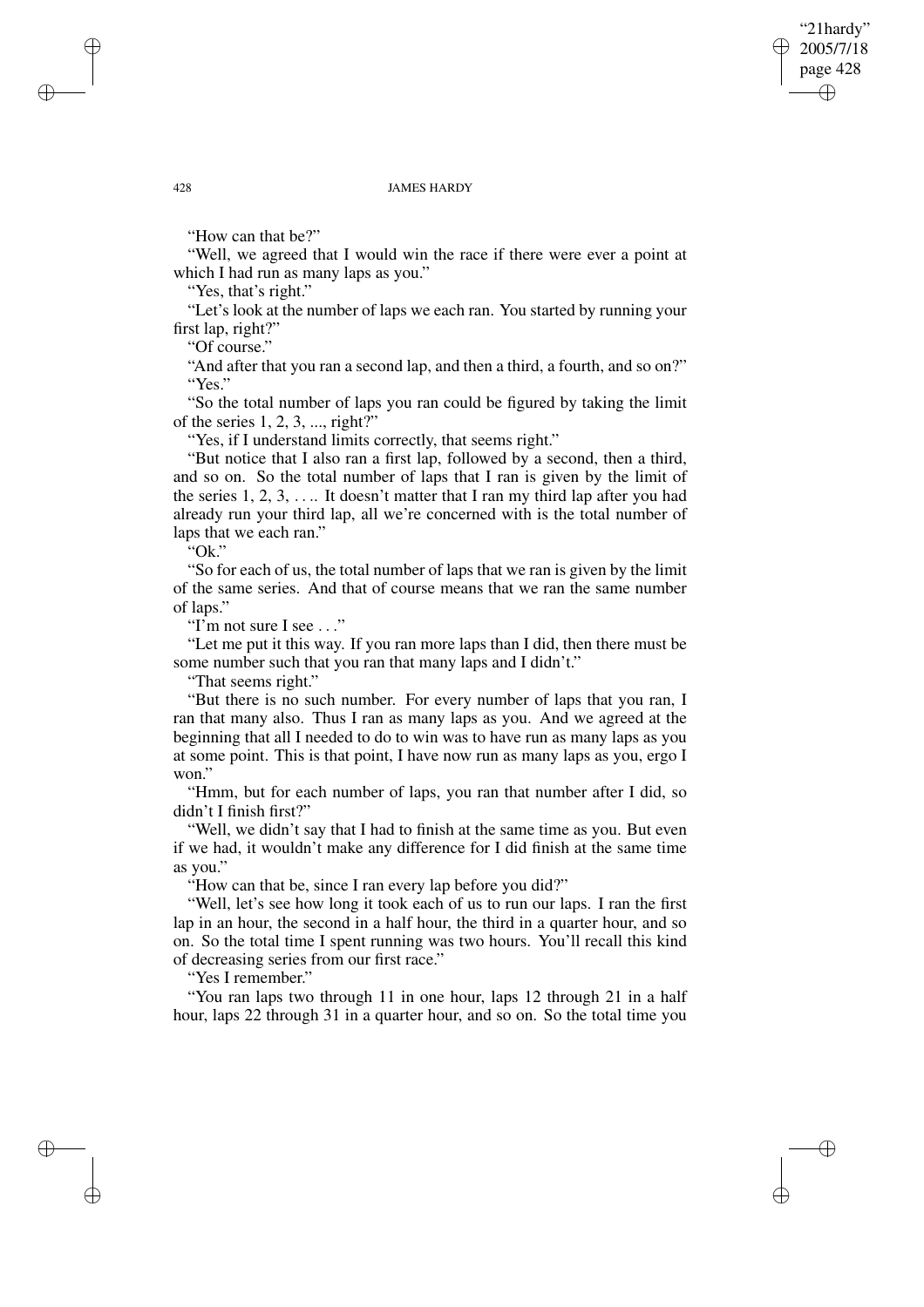"How can that be?"

"Well, we agreed that I would win the race if there were ever a point at which I had run as many laps as you."

"Yes, that's right."

"Let's look at the number of laps we each ran. You started by running your first lap, right?"

"Of course."

"And after that you ran a second lap, and then a third, a fourth, and so on?"

"Yes."

"So the total number of laps you ran could be figured by taking the limit of the series 1, 2, 3, ..., right?"

"Yes, if I understand limits correctly, that seems right."

"But notice that I also ran a first lap, followed by a second, then a third, and so on. So the total number of laps that I ran is given by the limit of the series 1, 2, 3, . . .. It doesn't matter that I ran my third lap after you had already run your third lap, all we're concerned with is the total number of laps that we each ran."

"Ok."

"So for each of us, the total number of laps that we ran is given by the limit of the same series. And that of course means that we ran the same number of laps."

"I'm not sure I see . . ."

"Let me put it this way. If you ran more laps than I did, then there must be some number such that you ran that many laps and I didn't."

"That seems right."

"But there is no such number. For every number of laps that you ran, I ran that many also. Thus I ran as many laps as you. And we agreed at the beginning that all I needed to do to win was to have run as many laps as you at some point. This is that point, I have now run as many laps as you, ergo I won."

"Hmm, but for each number of laps, you ran that number after I did, so didn't I finish first?"

"Well, we didn't say that I had to finish at the same time as you. But even if we had, it wouldn't make any difference for I did finish at the same time as you."

"How can that be, since I ran every lap before you did?"

"Well, let's see how long it took each of us to run our laps. I ran the first lap in an hour, the second in a half hour, the third in a quarter hour, and so on. So the total time I spent running was two hours. You'll recall this kind of decreasing series from our first race."

"Yes I remember."

"You ran laps two through 11 in one hour, laps 12 through 21 in a half hour, laps 22 through 31 in a quarter hour, and so on. So the total time you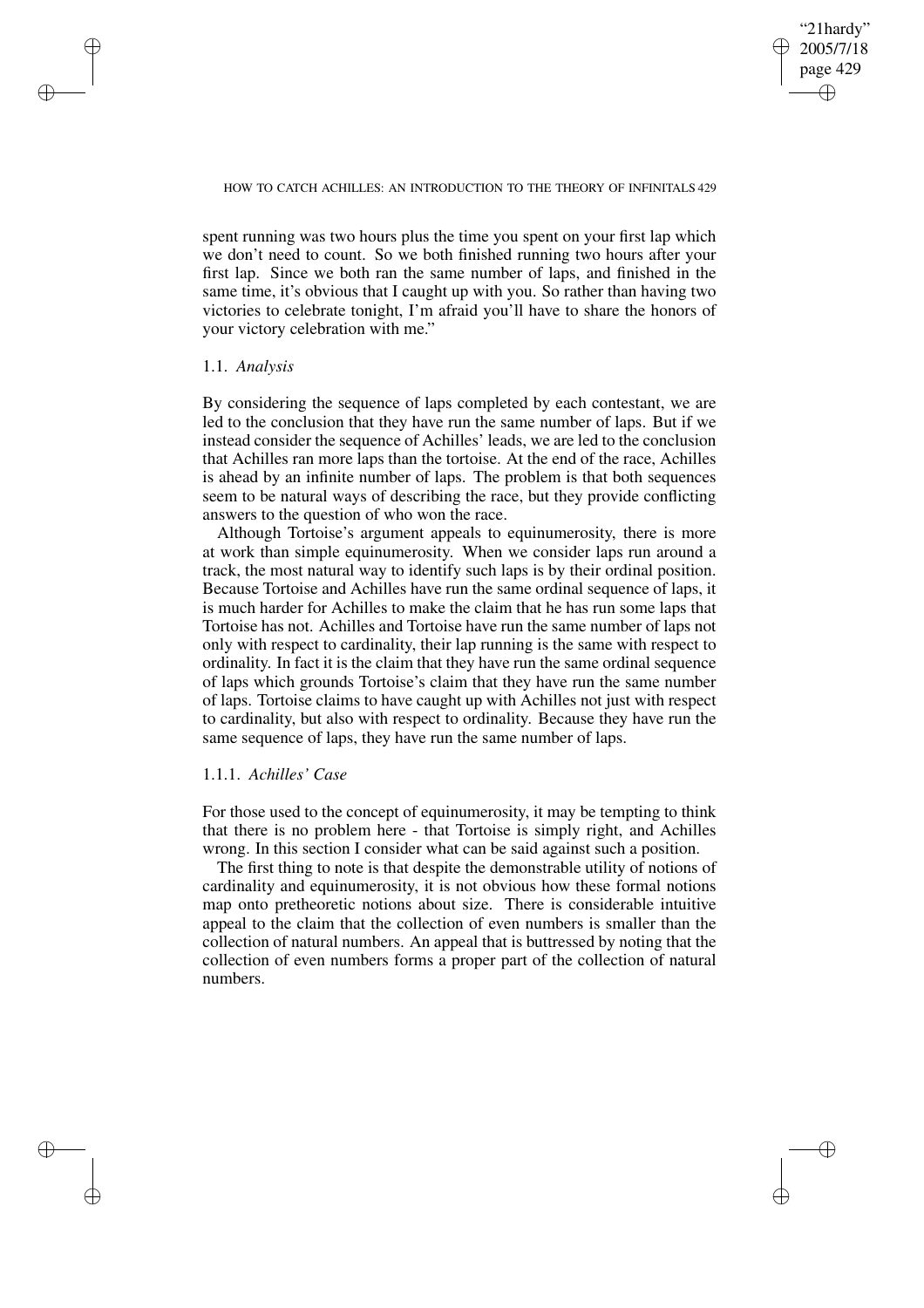spent running was two hours plus the time you spent on your first lap which we don't need to count. So we both finished running two hours after your first lap. Since we both ran the same number of laps, and finished in the same time, it's obvious that I caught up with you. So rather than having two victories to celebrate tonight, I'm afraid you'll have to share the honors of your victory celebration with me."

### 1.1. *Analysis*

By considering the sequence of laps completed by each contestant, we are led to the conclusion that they have run the same number of laps. But if we instead consider the sequence of Achilles' leads, we are led to the conclusion that Achilles ran more laps than the tortoise. At the end of the race, Achilles is ahead by an infinite number of laps. The problem is that both sequences seem to be natural ways of describing the race, but they provide conflicting answers to the question of who won the race.

Although Tortoise's argument appeals to equinumerosity, there is more at work than simple equinumerosity. When we consider laps run around a track, the most natural way to identify such laps is by their ordinal position. Because Tortoise and Achilles have run the same ordinal sequence of laps, it is much harder for Achilles to make the claim that he has run some laps that Tortoise has not. Achilles and Tortoise have run the same number of laps not only with respect to cardinality, their lap running is the same with respect to ordinality. In fact it is the claim that they have run the same ordinal sequence of laps which grounds Tortoise's claim that they have run the same number of laps. Tortoise claims to have caught up with Achilles not just with respect to cardinality, but also with respect to ordinality. Because they have run the same sequence of laps, they have run the same number of laps.

#### 1.1.1. *Achilles' Case*

For those used to the concept of equinumerosity, it may be tempting to think that there is no problem here - that Tortoise is simply right, and Achilles wrong. In this section I consider what can be said against such a position.

The first thing to note is that despite the demonstrable utility of notions of cardinality and equinumerosity, it is not obvious how these formal notions map onto pretheoretic notions about size. There is considerable intuitive appeal to the claim that the collection of even numbers is smaller than the collection of natural numbers. An appeal that is buttressed by noting that the collection of even numbers forms a proper part of the collection of natural numbers.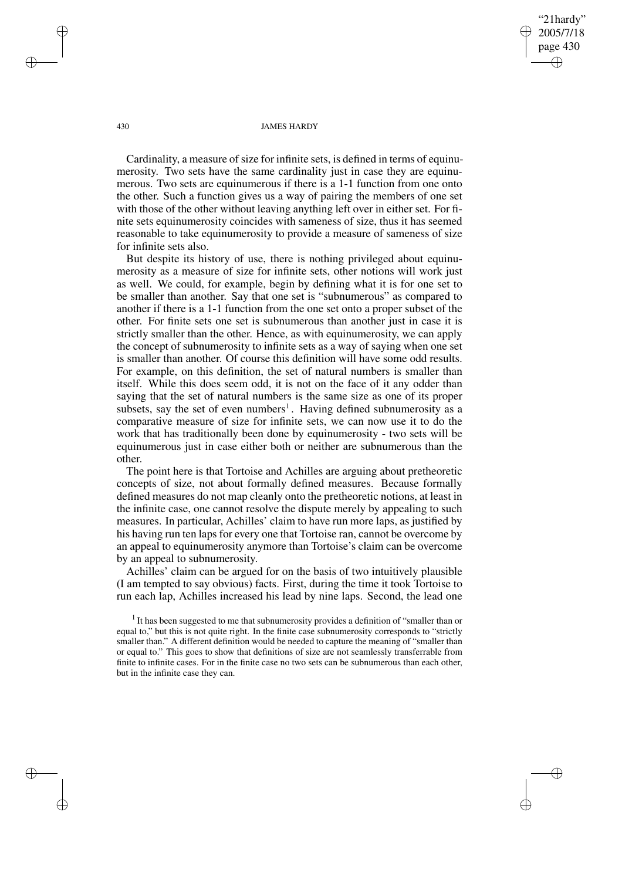Cardinality, a measure of size for infinite sets, is defined in terms of equinumerosity. Two sets have the same cardinality just in case they are equinumerous. Two sets are equinumerous if there is a 1-1 function from one onto the other. Such a function gives us a way of pairing the members of one set with those of the other without leaving anything left over in either set. For finite sets equinumerosity coincides with sameness of size, thus it has seemed reasonable to take equinumerosity to provide a measure of sameness of size for infinite sets also.

But despite its history of use, there is nothing privileged about equinumerosity as a measure of size for infinite sets, other notions will work just as well. We could, for example, begin by defining what it is for one set to be smaller than another. Say that one set is "subnumerous" as compared to another if there is a 1-1 function from the one set onto a proper subset of the other. For finite sets one set is subnumerous than another just in case it is strictly smaller than the other. Hence, as with equinumerosity, we can apply the concept of subnumerosity to infinite sets as a way of saying when one set is smaller than another. Of course this definition will have some odd results. For example, on this definition, the set of natural numbers is smaller than itself. While this does seem odd, it is not on the face of it any odder than saying that the set of natural numbers is the same size as one of its proper subsets, say the set of even numbers[1]. Having defined subnumerosity as a comparative measure of size for infinite sets, we can now use it to do the work that has traditionally been done by equinumerosity - two sets will be equinumerous just in case either both or neither are subnumerous than the other.

The point here is that Tortoise and Achilles are arguing about pretheoretic concepts of size, not about formally defined measures. Because formally defined measures do not map cleanly onto the pretheoretic notions, at least in the infinite case, one cannot resolve the dispute merely by appealing to such measures. In particular, Achilles' claim to have run more laps, as justified by his having run ten laps for every one that Tortoise ran, cannot be overcome by an appeal to equinumerosity anymore than Tortoise's claim can be overcome by an appeal to subnumerosity.

Achilles' claim can be argued for on the basis of two intuitively plausible (I am tempted to say obvious) facts. First, during the time it took Tortoise to run each lap, Achilles increased his lead by nine laps. Second, the lead one

[1] It has been suggested to me that subnumerosity provides a definition of "smaller than or equal to," but this is not quite right. In the finite case subnumerosity corresponds to "strictly smaller than." A different definition would be needed to capture the meaning of "smaller than or equal to." This goes to show that definitions of size are not seamlessly transferrable from finite to infinite cases. For in the finite case no two sets can be subnumerous than each other, but in the infinite case they can.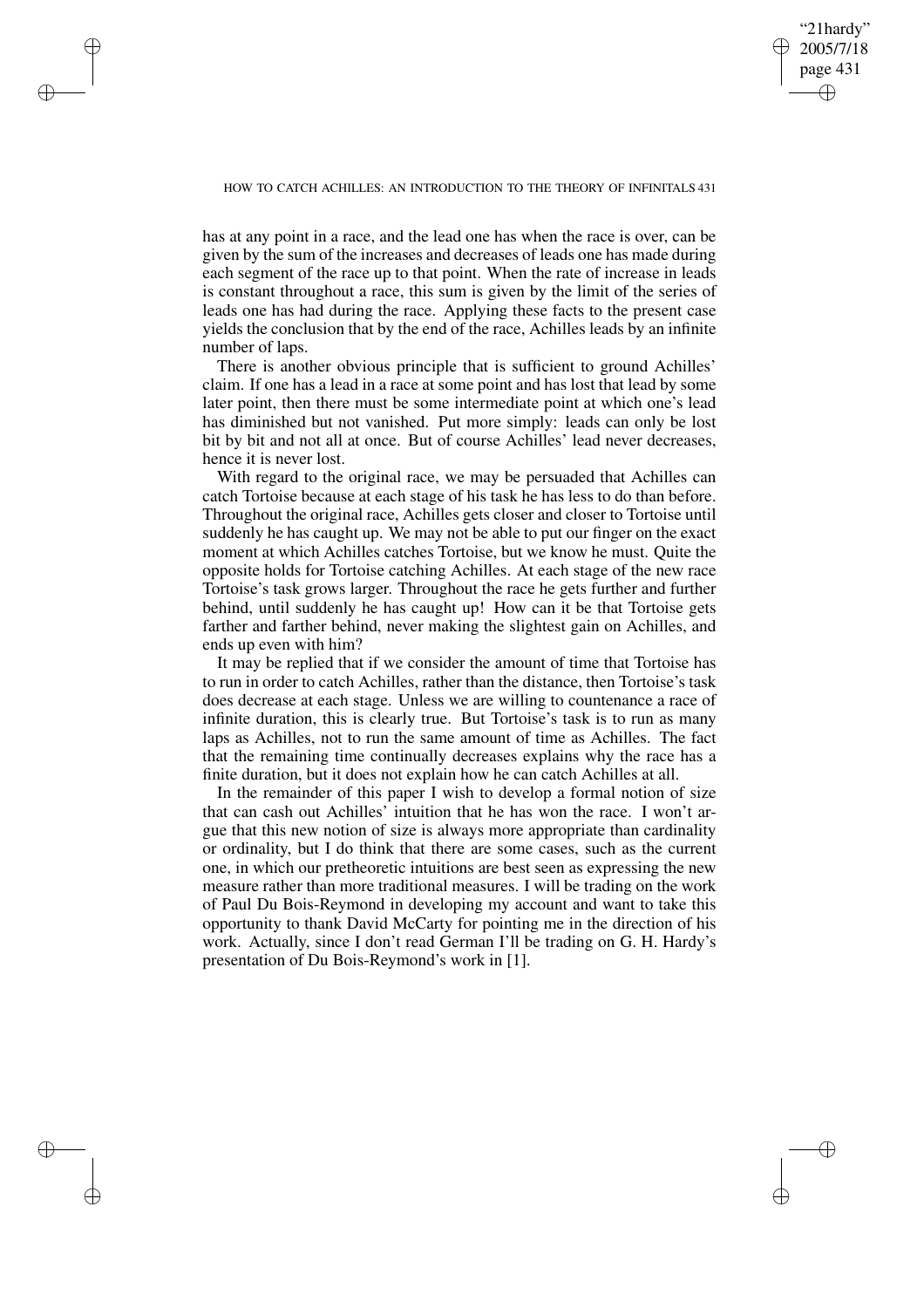has at any point in a race, and the lead one has when the race is over, can be given by the sum of the increases and decreases of leads one has made during each segment of the race up to that point. When the rate of increase in leads is constant throughout a race, this sum is given by the limit of the series of leads one has had during the race. Applying these facts to the present case yields the conclusion that by the end of the race, Achilles leads by an infinite number of laps.

There is another obvious principle that is sufficient to ground Achilles' claim. If one has a lead in a race at some point and has lost that lead by some later point, then there must be some intermediate point at which one's lead has diminished but not vanished. Put more simply: leads can only be lost bit by bit and not all at once. But of course Achilles' lead never decreases, hence it is never lost.

With regard to the original race, we may be persuaded that Achilles can catch Tortoise because at each stage of his task he has less to do than before. Throughout the original race, Achilles gets closer and closer to Tortoise until suddenly he has caught up. We may not be able to put our finger on the exact moment at which Achilles catches Tortoise, but we know he must. Quite the opposite holds for Tortoise catching Achilles. At each stage of the new race Tortoise's task grows larger. Throughout the race he gets further and further behind, until suddenly he has caught up! How can it be that Tortoise gets farther and farther behind, never making the slightest gain on Achilles, and ends up even with him?

It may be replied that if we consider the amount of time that Tortoise has to run in order to catch Achilles, rather than the distance, then Tortoise's task does decrease at each stage. Unless we are willing to countenance a race of infinite duration, this is clearly true. But Tortoise's task is to run as many laps as Achilles, not to run the same amount of time as Achilles. The fact that the remaining time continually decreases explains why the race has a finite duration, but it does not explain how he can catch Achilles at all.

In the remainder of this paper I wish to develop a formal notion of size that can cash out Achilles' intuition that he has won the race. I won't argue that this new notion of size is always more appropriate than cardinality or ordinality, but I do think that there are some cases, such as the current one, in which our pretheoretic intuitions are best seen as expressing the new measure rather than more traditional measures. I will be trading on the work of Paul Du Bois-Reymond in developing my account and want to take this opportunity to thank David McCarty for pointing me in the direction of his work. Actually, since I don't read German I'll be trading on G. H. Hardy's presentation of Du Bois-Reymond's work in [1].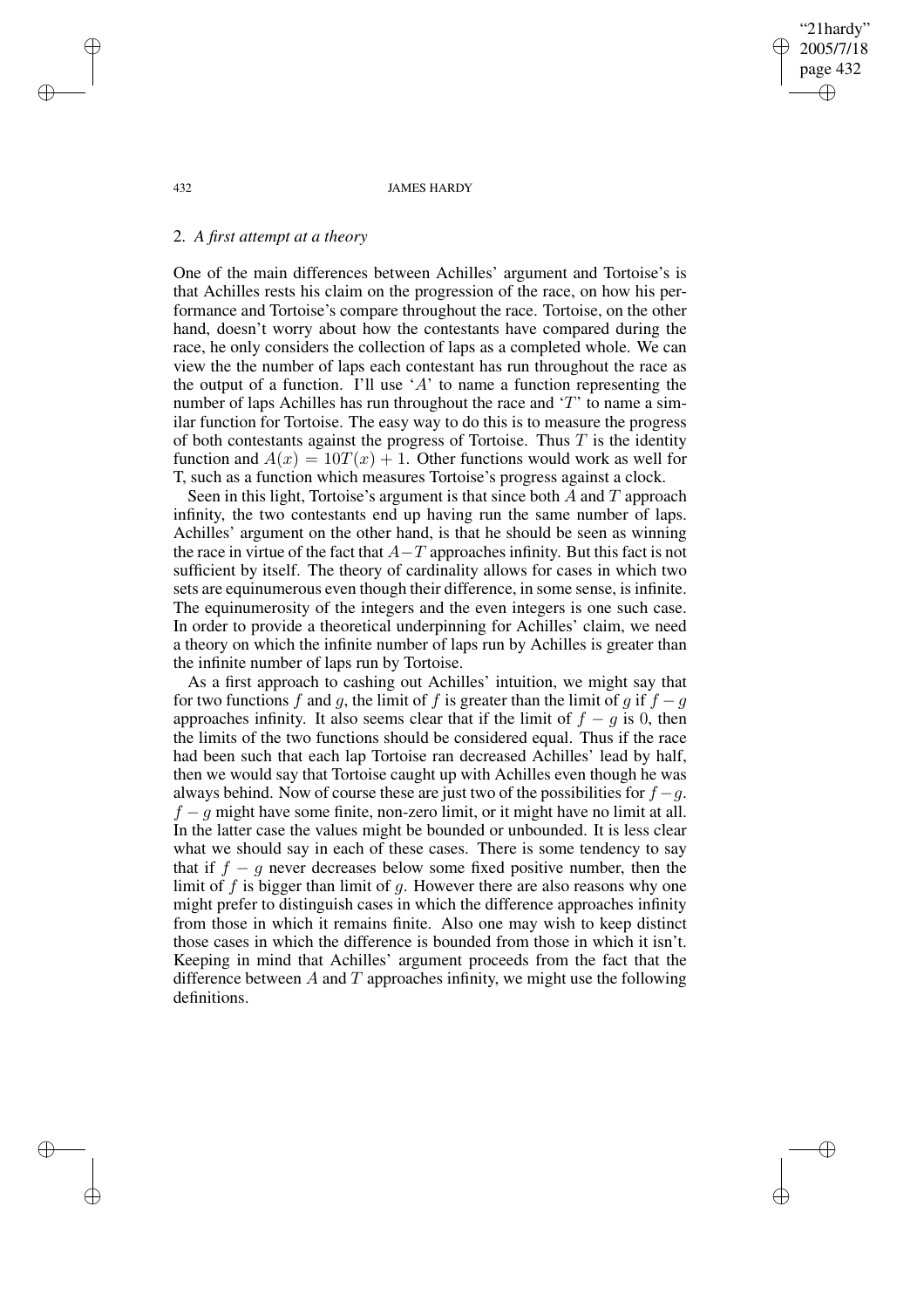## 2. *A first attempt at a theory*

One of the main differences between Achilles' argument and Tortoise's is that Achilles rests his claim on the progression of the race, on how his performance and Tortoise's compare throughout the race. Tortoise, on the other hand, doesn't worry about how the contestants have compared during the race, he only considers the collection of laps as a completed whole. We can view the the number of laps each contestant has run throughout the race as the output of a function. I'll use '$A$' to name a function representing the number of laps Achilles has run throughout the race and '$T$' to name a similar function for Tortoise. The easy way to do this is to measure the progress of both contestants against the progress of Tortoise. Thus $T$ is the identity function and $A(x) = 10T(x) + 1$. Other functions would work as well for T, such as a function which measures Tortoise's progress against a clock.

Seen in this light, Tortoise's argument is that since both $A$ and $T$ approach infinity, the two contestants end up having run the same number of laps. Achilles' argument on the other hand, is that he should be seen as winning the race in virtue of the fact that $A-T$ approaches infinity. But this fact is not sufficient by itself. The theory of cardinality allows for cases in which two sets are equinumerous even though their difference, in some sense, is infinite. The equinumerosity of the integers and the even integers is one such case. In order to provide a theoretical underpinning for Achilles' claim, we need a theory on which the infinite number of laps run by Achilles is greater than the infinite number of laps run by Tortoise.

As a first approach to cashing out Achilles' intuition, we might say that for two functions $f$ and $g$, the limit of $f$ is greater than the limit of $g$ if $f - g$ approaches infinity. It also seems clear that if the limit of $f - g$ is 0, then the limits of the two functions should be considered equal. Thus if the race had been such that each lap Tortoise ran decreased Achilles' lead by half, then we would say that Tortoise caught up with Achilles even though he was always behind. Now of course these are just two of the possibilities for $f - g$. $f - g$ might have some finite, non-zero limit, or it might have no limit at all. In the latter case the values might be bounded or unbounded. It is less clear what we should say in each of these cases. There is some tendency to say that if $f - g$ never decreases below some fixed positive number, then the limit of $f$ is bigger than limit of $g$. However there are also reasons why one might prefer to distinguish cases in which the difference approaches infinity from those in which it remains finite. Also one may wish to keep distinct those cases in which the difference is bounded from those in which it isn't. Keeping in mind that Achilles' argument proceeds from the fact that the difference between $A$ and $T$ approaches infinity, we might use the following definitions.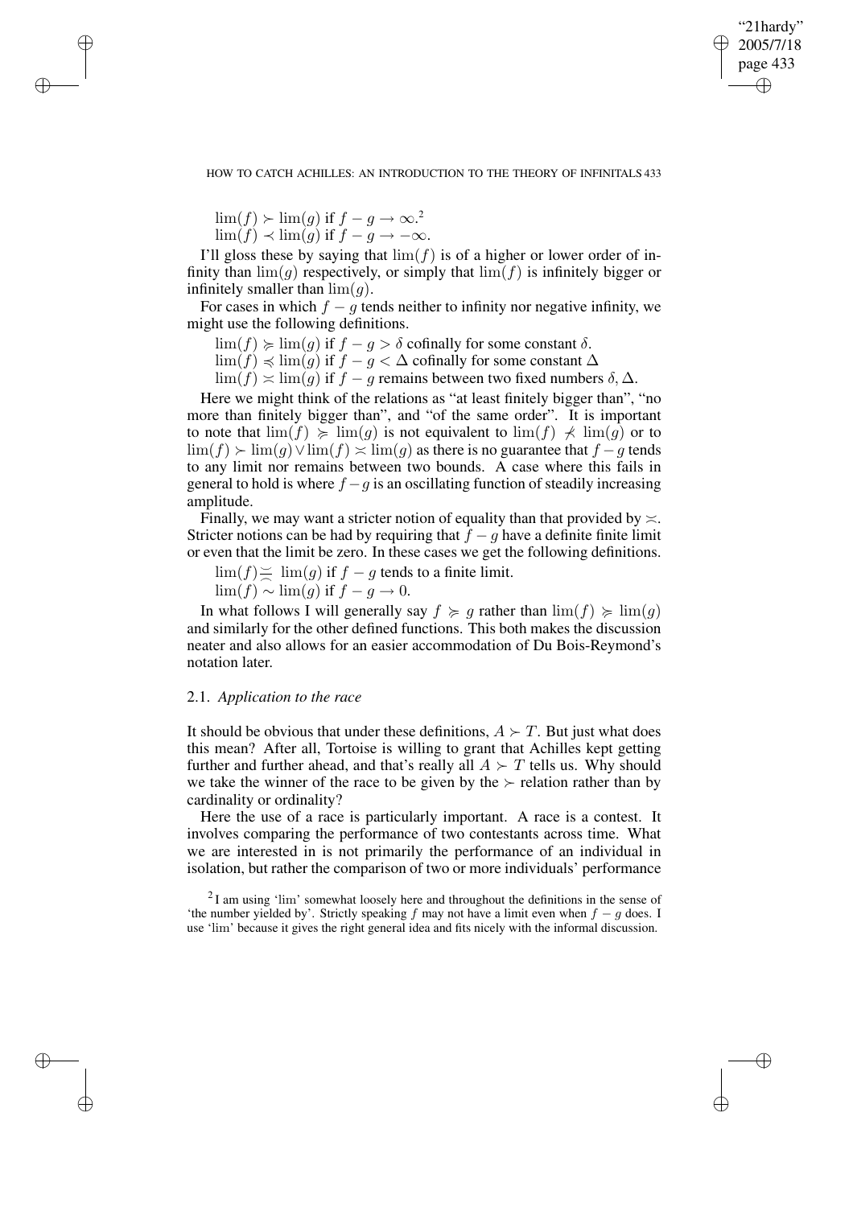$\lim(f) \succ \lim(g)$ if $f - g \to \infty$.[2]
$\lim(f) \prec \lim(g)$ if $f - g \to -\infty$.

I'll gloss these by saying that $\lim(f)$ is of a higher or lower order of infinity than $\lim(g)$ respectively, or simply that $\lim(f)$ is infinitely bigger or infinitely smaller than $\lim(g)$.

For cases in which $f - g$ tends neither to infinity nor negative infinity, we might use the following definitions.

$\lim(f) \succcurlyeq \lim(g)$ if $f - g > \delta$ cofinally for some constant $\delta$.
$\lim(f) \preccurlyeq \lim(g)$ if $f - g < \Delta$ cofinally for some constant $\Delta$
$\lim(f) \asymp \lim(g)$ if $f - g$ remains between two fixed numbers $\delta, \Delta$.

Here we might think of the relations as "at least finitely bigger than", "no more than finitely bigger than", and "of the same order". It is important to note that $\lim(f) \succcurlyeq \lim(g)$ is not equivalent to $\lim(f) \not\prec \lim(g)$ or to $\lim(f) \succ \lim(g) \vee \lim(f) \asymp \lim(g)$ as there is no guarantee that $f - g$ tends to any limit nor remains between two bounds. A case where this fails in general to hold is where $f - g$ is an oscillating function of steadily increasing amplitude.

Finally, we may want a stricter notion of equality than that provided by $\asymp$. Stricter notions can be had by requiring that $f - g$ have a definite finite limit or even that the limit be zero. In these cases we get the following definitions.

$\lim(f) \stackrel{\asymp}{=} \lim(g)$ if $f - g$ tends to a finite limit.
$\lim(f) \sim \lim(g)$ if $f - g \to 0$.

In what follows I will generally say $f \succcurlyeq g$ rather than $\lim(f) \succcurlyeq \lim(g)$ and similarly for the other defined functions. This both makes the discussion neater and also allows for an easier accommodation of Du Bois-Reymond's notation later.

### 2.1. *Application to the race*

It should be obvious that under these definitions, $A \succ T$. But just what does this mean? After all, Tortoise is willing to grant that Achilles kept getting further and further ahead, and that's really all $A \succ T$ tells us. Why should we take the winner of the race to be given by the $\succ$ relation rather than by cardinality or ordinality?

Here the use of a race is particularly important. A race is a contest. It involves comparing the performance of two contestants across time. What we are interested in is not primarily the performance of an individual in isolation, but rather the comparison of two or more individuals' performance

[2] I am using 'lim' somewhat loosely here and throughout the definitions in the sense of 'the number yielded by'. Strictly speaking $f$ may not have a limit even when $f - g$ does. I use 'lim' because it gives the right general idea and fits nicely with the informal discussion.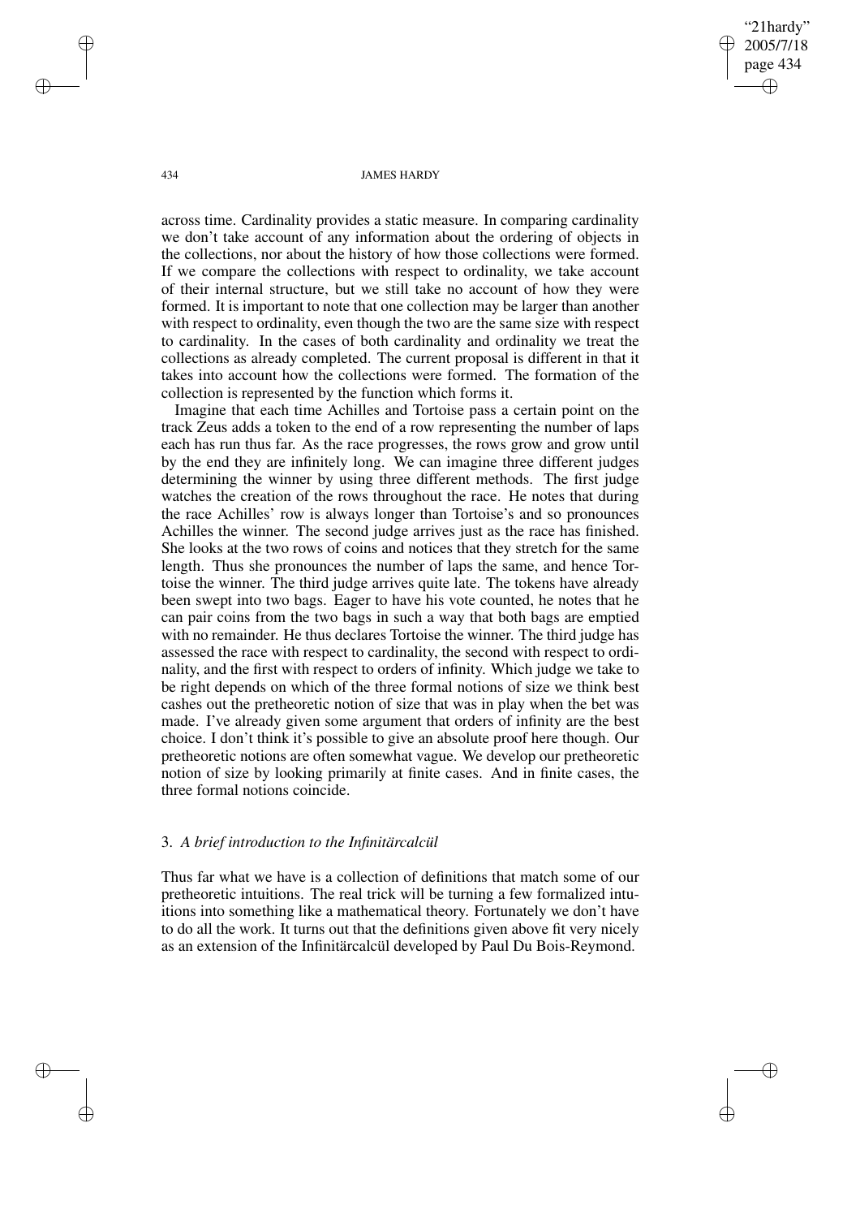across time. Cardinality provides a static measure. In comparing cardinality we don't take account of any information about the ordering of objects in the collections, nor about the history of how those collections were formed. If we compare the collections with respect to ordinality, we take account of their internal structure, but we still take no account of how they were formed. It is important to note that one collection may be larger than another with respect to ordinality, even though the two are the same size with respect to cardinality. In the cases of both cardinality and ordinality we treat the collections as already completed. The current proposal is different in that it takes into account how the collections were formed. The formation of the collection is represented by the function which forms it.

Imagine that each time Achilles and Tortoise pass a certain point on the track Zeus adds a token to the end of a row representing the number of laps each has run thus far. As the race progresses, the rows grow and grow until by the end they are infinitely long. We can imagine three different judges determining the winner by using three different methods. The first judge watches the creation of the rows throughout the race. He notes that during the race Achilles' row is always longer than Tortoise's and so pronounces Achilles the winner. The second judge arrives just as the race has finished. She looks at the two rows of coins and notices that they stretch for the same length. Thus she pronounces the number of laps the same, and hence Tortoise the winner. The third judge arrives quite late. The tokens have already been swept into two bags. Eager to have his vote counted, he notes that he can pair coins from the two bags in such a way that both bags are emptied with no remainder. He thus declares Tortoise the winner. The third judge has assessed the race with respect to cardinality, the second with respect to ordinality, and the first with respect to orders of infinity. Which judge we take to be right depends on which of the three formal notions of size we think best cashes out the pretheoretic notion of size that was in play when the bet was made. I've already given some argument that orders of infinity are the best choice. I don't think it's possible to give an absolute proof here though. Our pretheoretic notions are often somewhat vague. We develop our pretheoretic notion of size by looking primarily at finite cases. And in finite cases, the three formal notions coincide.

## 3. *A brief introduction to the Infinitärcalcül*

Thus far what we have is a collection of definitions that match some of our pretheoretic intuitions. The real trick will be turning a few formalized intuitions into something like a mathematical theory. Fortunately we don't have to do all the work. It turns out that the definitions given above fit very nicely as an extension of the Infinitärcalcül developed by Paul Du Bois-Reymond.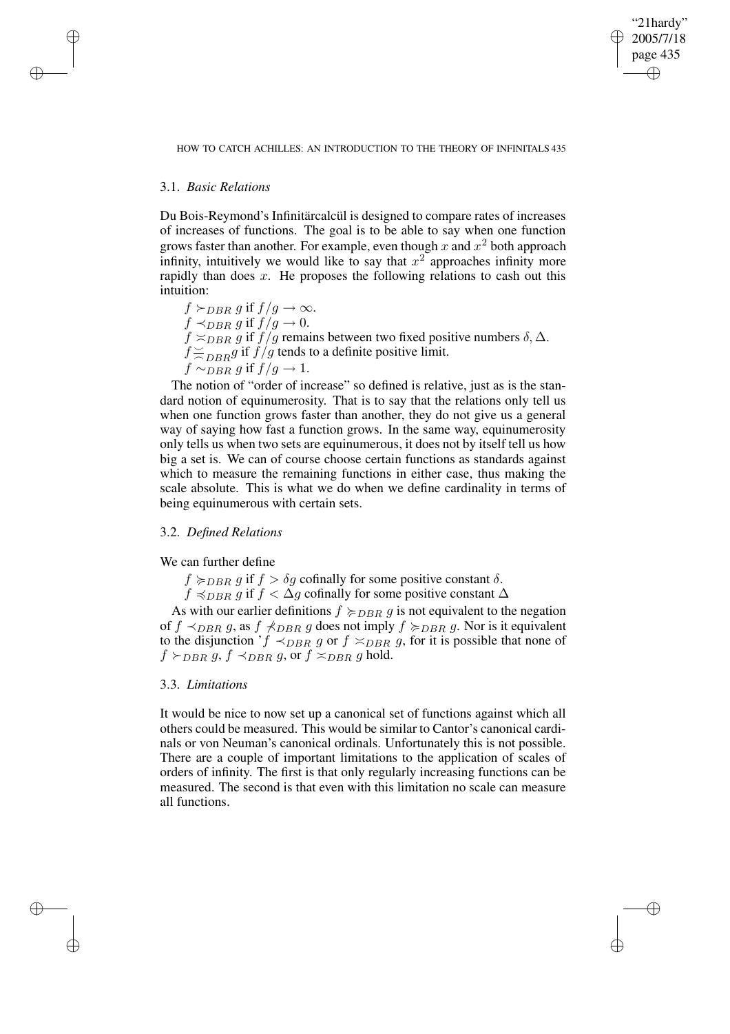### 3.1. *Basic Relations*

Du Bois-Reymond's Infinitärcalcül is designed to compare rates of increases of increases of functions. The goal is to be able to say when one function grows faster than another. For example, even though $x$ and $x^2$ both approach infinity, intuitively we would like to say that $x^2$ approaches infinity more rapidly than does $x$. He proposes the following relations to cash out this intuition:

$f \succ_{DBR} g$ if $f/g \to \infty$.
$f \prec_{DBR} g$ if $f/g \to 0$.
$f \asymp_{DBR} g$ if $f/g$ remains between two fixed positive numbers $\delta, \Delta$.
$f \overset{\succ}{\frown}_{DBR} g$ if $f/g$ tends to a definite positive limit.
$f \sim_{DBR} g$ if $f/g \to 1$.

The notion of "order of increase" so defined is relative, just as is the standard notion of equinumerosity. That is to say that the relations only tell us when one function grows faster than another, they do not give us a general way of saying how fast a function grows. In the same way, equinumerosity only tells us when two sets are equinumerous, it does not by itself tell us how big a set is. We can of course choose certain functions as standards against which to measure the remaining functions in either case, thus making the scale absolute. This is what we do when we define cardinality in terms of being equinumerous with certain sets.

### 3.2. *Defined Relations*

We can further define

$f \succcurlyeq_{DBR} g$ if $f > \delta g$ cofinally for some positive constant $\delta$.
$f \preccurlyeq_{DBR} g$ if $f < \Delta g$ cofinally for some positive constant $\Delta$

As with our earlier definitions $f \succcurlyeq_{DBR} g$ is not equivalent to the negation of $f \prec_{DBR} g$, as $f \not\prec_{DBR} g$ does not imply $f \succcurlyeq_{DBR} g$. Nor is it equivalent to the disjunction '$f \prec_{DBR} g$ or $f \asymp_{DBR} g$, for it is possible that none of $f \succ_{DBR} g$, $f \prec_{DBR} g$, or $f \asymp_{DBR} g$ hold.

### 3.3. *Limitations*

It would be nice to now set up a canonical set of functions against which all others could be measured. This would be similar to Cantor's canonical cardinals or von Neuman's canonical ordinals. Unfortunately this is not possible. There are a couple of important limitations to the application of scales of orders of infinity. The first is that only regularly increasing functions can be measured. The second is that even with this limitation no scale can measure all functions.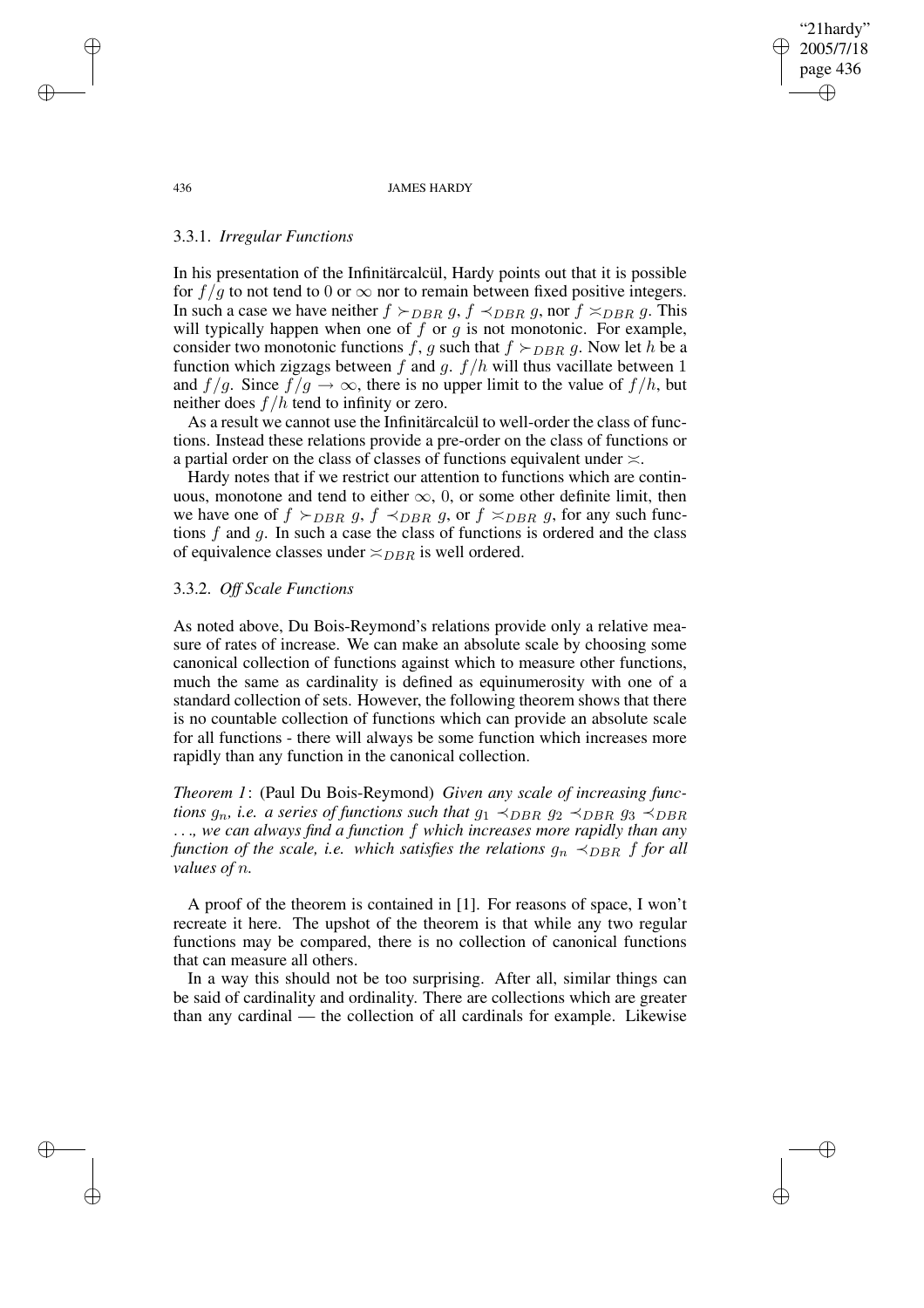### 3.3.1. *Irregular Functions*

In his presentation of the Infinitärcalcül, Hardy points out that it is possible for $f/g$ to not tend to 0 or $\infty$ nor to remain between fixed positive integers. In such a case we have neither $f \succ_{DBR} g$, $f \prec_{DBR} g$, nor $f \asymp_{DBR} g$. This will typically happen when one of $f$ or $g$ is not monotonic. For example, consider two monotonic functions $f$, $g$ such that $f \succ_{DBR} g$. Now let $h$ be a function which zigzags between $f$ and $g$. $f/h$ will thus vacillate between 1 and $f/g$. Since $f/g \to \infty$, there is no upper limit to the value of $f/h$, but neither does $f/h$ tend to infinity or zero.

As a result we cannot use the Infinitärcalcül to well-order the class of functions. Instead these relations provide a pre-order on the class of functions or a partial order on the class of classes of functions equivalent under $\asymp$.

Hardy notes that if we restrict our attention to functions which are continuous, monotone and tend to either $\infty$, 0, or some other definite limit, then we have one of $f \succ_{DBR} g$, $f \prec_{DBR} g$, or $f \asymp_{DBR} g$, for any such functions $f$ and $g$. In such a case the class of functions is ordered and the class of equivalence classes under $\asymp_{DBR}$ is well ordered.

### 3.3.2. *Off Scale Functions*

As noted above, Du Bois-Reymond's relations provide only a relative measure of rates of increase. We can make an absolute scale by choosing some canonical collection of functions against which to measure other functions, much the same as cardinality is defined as equinumerosity with one of a standard collection of sets. However, the following theorem shows that there is no countable collection of functions which can provide an absolute scale for all functions - there will always be some function which increases more rapidly than any function in the canonical collection.

*Theorem 1*: (Paul Du Bois-Reymond) *Given any scale of increasing functions $g_n$, i.e. a series of functions such that $g_1 \prec_{DBR} g_2 \prec_{DBR} g_3 \prec_{DBR} \ldots$, we can always find a function $f$ which increases more rapidly than any function of the scale, i.e. which satisfies the relations $g_n \prec_{DBR} f$ for all values of $n$.*

A proof of the theorem is contained in [1]. For reasons of space, I won't recreate it here. The upshot of the theorem is that while any two regular functions may be compared, there is no collection of canonical functions that can measure all others.

In a way this should not be too surprising. After all, similar things can be said of cardinality and ordinality. There are collections which are greater than any cardinal — the collection of all cardinals for example. Likewise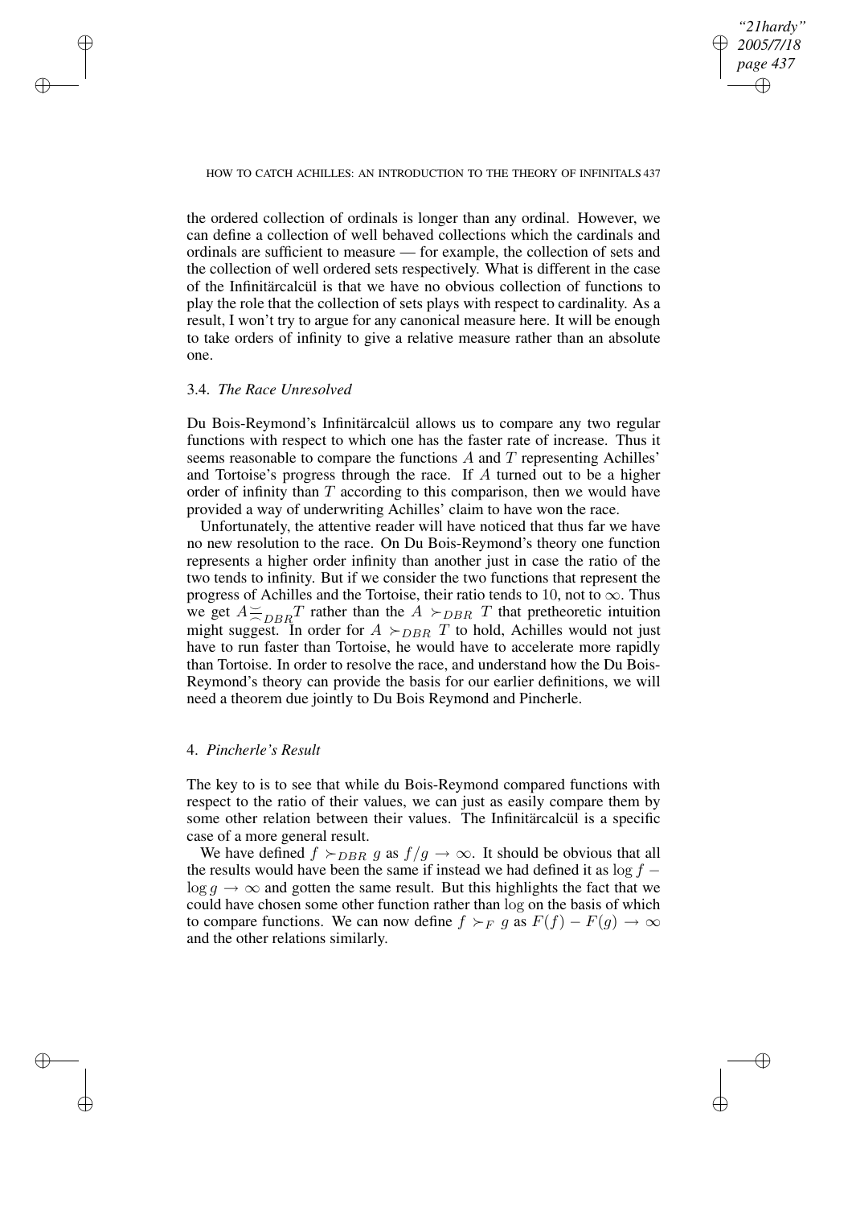the ordered collection of ordinals is longer than any ordinal. However, we can define a collection of well behaved collections which the cardinals and ordinals are sufficient to measure — for example, the collection of sets and the collection of well ordered sets respectively. What is different in the case of the Infinitärcalcül is that we have no obvious collection of functions to play the role that the collection of sets plays with respect to cardinality. As a result, I won't try to argue for any canonical measure here. It will be enough to take orders of infinity to give a relative measure rather than an absolute one.

### 3.4. *The Race Unresolved*

Du Bois-Reymond's Infinitärcalcül allows us to compare any two regular functions with respect to which one has the faster rate of increase. Thus it seems reasonable to compare the functions $A$ and $T$ representing Achilles' and Tortoise's progress through the race. If $A$ turned out to be a higher order of infinity than $T$ according to this comparison, then we would have provided a way of underwriting Achilles' claim to have won the race.

Unfortunately, the attentive reader will have noticed that thus far we have no new resolution to the race. On Du Bois-Reymond's theory one function represents a higher order infinity than another just in case the ratio of the two tends to infinity. But if we consider the two functions that represent the progress of Achilles and the Tortoise, their ratio tends to 10, not to $\infty$. Thus we get $A \asymp_{DBR} T$ rather than the $A \succ_{DBR} T$ that pretheoretic intuition might suggest. In order for $A \succ_{DBR} T$ to hold, Achilles would not just have to run faster than Tortoise, he would have to accelerate more rapidly than Tortoise. In order to resolve the race, and understand how the Du Bois-Reymond's theory can provide the basis for our earlier definitions, we will need a theorem due jointly to Du Bois Reymond and Pincherle.

## 4. *Pincherle's Result*

The key to is to see that while du Bois-Reymond compared functions with respect to the ratio of their values, we can just as easily compare them by some other relation between their values. The Infinitärcalcül is a specific case of a more general result.

We have defined $f \succ_{DBR} g$ as $f/g \to \infty$. It should be obvious that all the results would have been the same if instead we had defined it as $\log f - \log g \to \infty$ and gotten the same result. But this highlights the fact that we could have chosen some other function rather than $\log$ on the basis of which to compare functions. We can now define $f \succ_F g$ as $F(f) - F(g) \to \infty$ and the other relations similarly.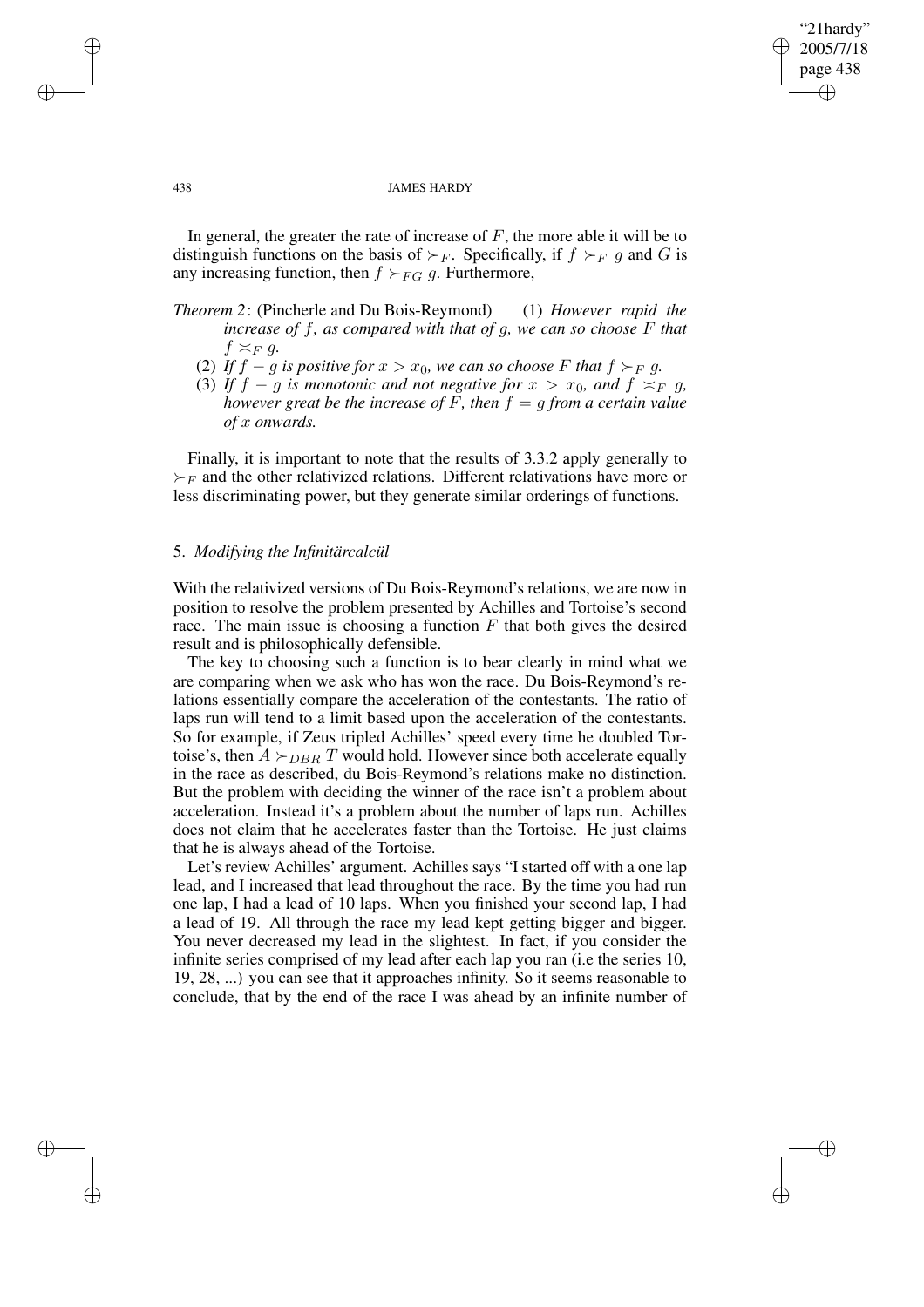In general, the greater the rate of increase of $F$, the more able it will be to distinguish functions on the basis of $\succ_F$. Specifically, if $f \succ_F g$ and $G$ is any increasing function, then $f \succ_{FG} g$. Furthermore,

*Theorem 2*: (Pincherle and Du Bois-Reymond) (1) *However rapid the increase of $f$, as compared with that of $g$, we can so choose $F$ that $f \asymp_F g$.*

(2) *If $f - g$ is positive for $x > x_0$, we can so choose $F$ that $f \succ_F g$.*

(3) *If $f - g$ is monotonic and not negative for $x > x_0$, and $f \asymp_F g$, however great be the increase of $F$, then $f = g$ from a certain value of $x$ onwards.*

Finally, it is important to note that the results of 3.3.2 apply generally to $\succ_F$ and the other relativized relations. Different relativations have more or less discriminating power, but they generate similar orderings of functions.

## 5. *Modifying the Infinitärcalcül*

With the relativized versions of Du Bois-Reymond's relations, we are now in position to resolve the problem presented by Achilles and Tortoise's second race. The main issue is choosing a function $F$ that both gives the desired result and is philosophically defensible.

The key to choosing such a function is to bear clearly in mind what we are comparing when we ask who has won the race. Du Bois-Reymond's relations essentially compare the acceleration of the contestants. The ratio of laps run will tend to a limit based upon the acceleration of the contestants. So for example, if Zeus tripled Achilles' speed every time he doubled Tortoise's, then $A \succ_{DBR} T$ would hold. However since both accelerate equally in the race as described, du Bois-Reymond's relations make no distinction. But the problem with deciding the winner of the race isn't a problem about acceleration. Instead it's a problem about the number of laps run. Achilles does not claim that he accelerates faster than the Tortoise. He just claims that he is always ahead of the Tortoise.

Let's review Achilles' argument. Achilles says "I started off with a one lap lead, and I increased that lead throughout the race. By the time you had run one lap, I had a lead of 10 laps. When you finished your second lap, I had a lead of 19. All through the race my lead kept getting bigger and bigger. You never decreased my lead in the slightest. In fact, if you consider the infinite series comprised of my lead after each lap you ran (i.e the series 10, 19, 28, ...) you can see that it approaches infinity. So it seems reasonable to conclude, that by the end of the race I was ahead by an infinite number of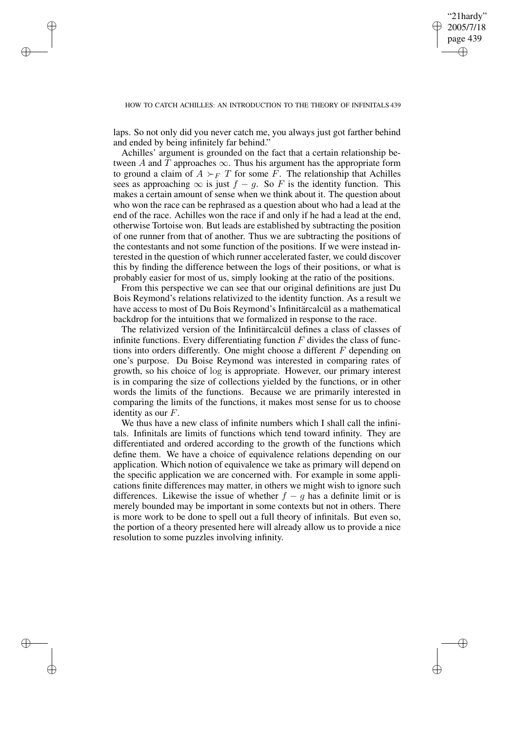laps. So not only did you never catch me, you always just got farther behind and ended by being infinitely far behind."

Achilles' argument is grounded on the fact that a certain relationship between $A$ and $T$ approaches $\infty$. Thus his argument has the appropriate form to ground a claim of $A \succ_F T$ for some $F$. The relationship that Achilles sees as approaching $\infty$ is just $f - g$. So $F$ is the identity function. This makes a certain amount of sense when we think about it. The question about who won the race can be rephrased as a question about who had a lead at the end of the race. Achilles won the race if and only if he had a lead at the end, otherwise Tortoise won. But leads are established by subtracting the position of one runner from that of another. Thus we are subtracting the positions of the contestants and not some function of the positions. If we were instead interested in the question of which runner accelerated faster, we could discover this by finding the difference between the logs of their positions, or what is probably easier for most of us, simply looking at the ratio of the positions.

From this perspective we can see that our original definitions are just Du Bois Reymond's relations relativized to the identity function. As a result we have access to most of Du Bois Reymond's Infinitärcalcül as a mathematical backdrop for the intuitions that we formalized in response to the race.

The relativized version of the Infinitärcalcül defines a class of classes of infinite functions. Every differentiating function $F$ divides the class of functions into orders differently. One might choose a different $F$ depending on one's purpose. Du Boise Reymond was interested in comparing rates of growth, so his choice of $\log$ is appropriate. However, our primary interest is in comparing the size of collections yielded by the functions, or in other words the limits of the functions. Because we are primarily interested in comparing the limits of the functions, it makes most sense for us to choose identity as our $F$.

We thus have a new class of infinite numbers which I shall call the infinitals. Infinitals are limits of functions which tend toward infinity. They are differentiated and ordered according to the growth of the functions which define them. We have a choice of equivalence relations depending on our application. Which notion of equivalence we take as primary will depend on the specific application we are concerned with. For example in some applications finite differences may matter, in others we might wish to ignore such differences. Likewise the issue of whether $f - g$ has a definite limit or is merely bounded may be important in some contexts but not in others. There is more work to be done to spell out a full theory of infinitals. But even so, the portion of a theory presented here will already allow us to provide a nice resolution to some puzzles involving infinity.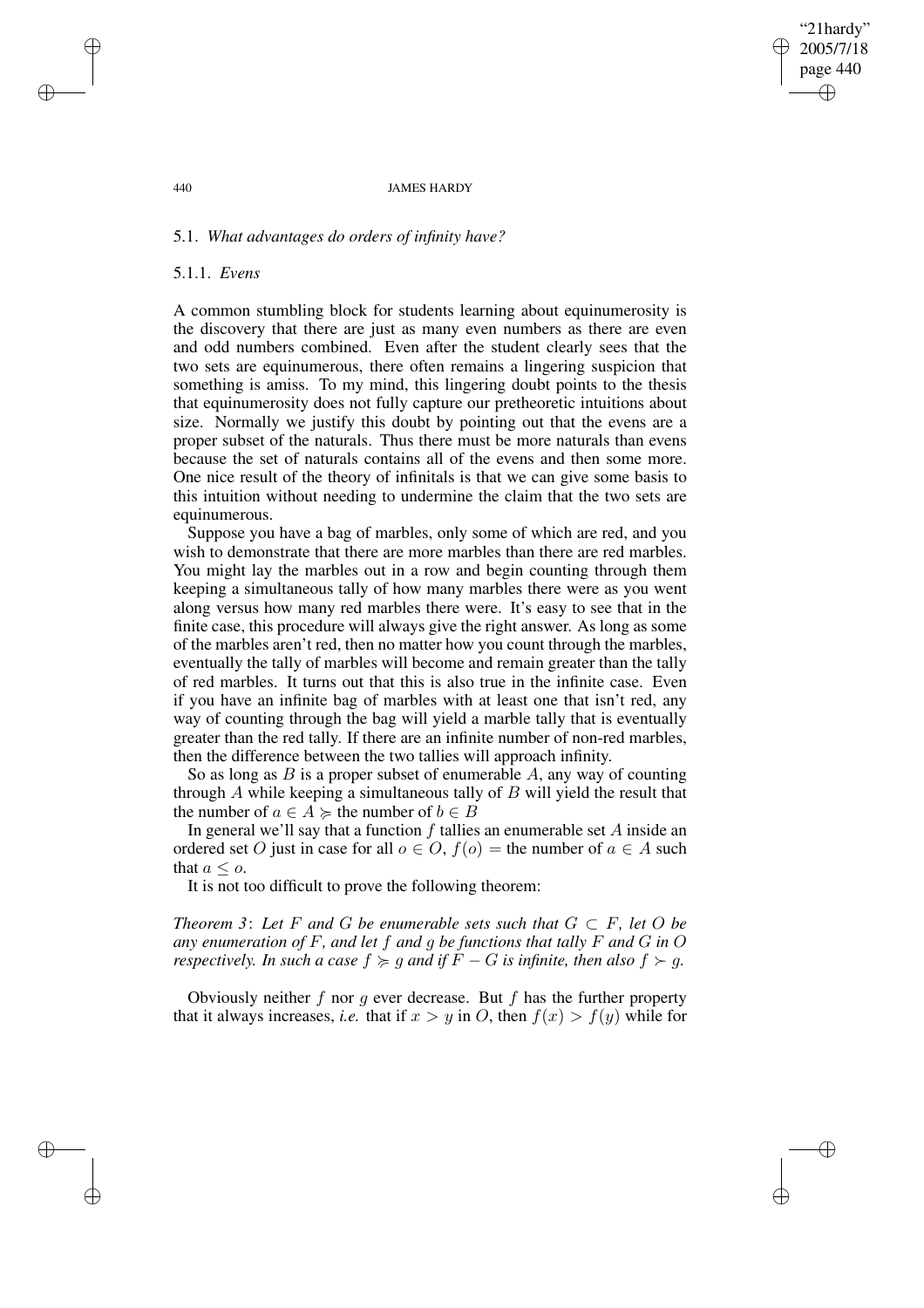### 5.1. *What advantages do orders of infinity have?*

#### 5.1.1. *Evens*

A common stumbling block for students learning about equinumerosity is the discovery that there are just as many even numbers as there are even and odd numbers combined. Even after the student clearly sees that the two sets are equinumerous, there often remains a lingering suspicion that something is amiss. To my mind, this lingering doubt points to the thesis that equinumerosity does not fully capture our pretheoretic intuitions about size. Normally we justify this doubt by pointing out that the evens are a proper subset of the naturals. Thus there must be more naturals than evens because the set of naturals contains all of the evens and then some more. One nice result of the theory of infinitals is that we can give some basis to this intuition without needing to undermine the claim that the two sets are equinumerous.

Suppose you have a bag of marbles, only some of which are red, and you wish to demonstrate that there are more marbles than there are red marbles. You might lay the marbles out in a row and begin counting through them keeping a simultaneous tally of how many marbles there were as you went along versus how many red marbles there were. It's easy to see that in the finite case, this procedure will always give the right answer. As long as some of the marbles aren't red, then no matter how you count through the marbles, eventually the tally of marbles will become and remain greater than the tally of red marbles. It turns out that this is also true in the infinite case. Even if you have an infinite bag of marbles with at least one that isn't red, any way of counting through the bag will yield a marble tally that is eventually greater than the red tally. If there are an infinite number of non-red marbles, then the difference between the two tallies will approach infinity.

So as long as $B$ is a proper subset of enumerable $A$, any way of counting through $A$ while keeping a simultaneous tally of $B$ will yield the result that the number of $a \in A \succcurlyeq$ the number of $b \in B$

In general we'll say that a function $f$ tallies an enumerable set $A$ inside an ordered set $O$ just in case for all $o \in O$, $f(o) =$ the number of $a \in A$ such that $a \leq o$.

It is not too difficult to prove the following theorem:

*Theorem 3*: *Let $F$ and $G$ be enumerable sets such that $G \subset F$, let $O$ be any enumeration of $F$, and let $f$ and $g$ be functions that tally $F$ and $G$ in $O$ respectively. In such a case $f \succcurlyeq g$ and if $F - G$ is infinite, then also $f \succ g$.*

Obviously neither $f$ nor $g$ ever decrease. But $f$ has the further property that it always increases, *i.e.* that if $x > y$ in $O$, then $f(x) > f(y)$ while for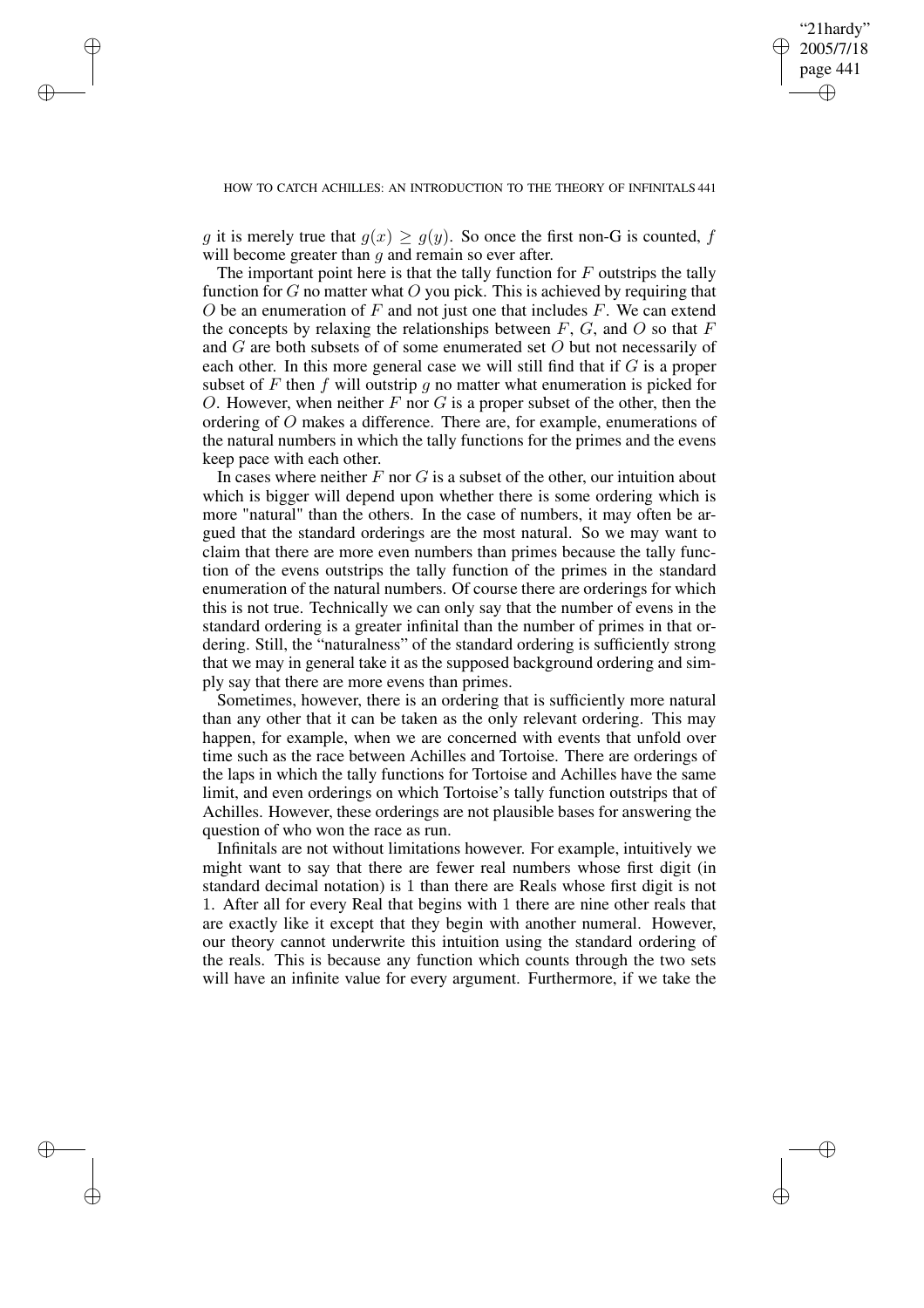$g$ it is merely true that $g(x) \geq g(y)$. So once the first non-G is counted, $f$ will become greater than $g$ and remain so ever after.

The important point here is that the tally function for $F$ outstrips the tally function for $G$ no matter what $O$ you pick. This is achieved by requiring that $O$ be an enumeration of $F$ and not just one that includes $F$. We can extend the concepts by relaxing the relationships between $F$, $G$, and $O$ so that $F$ and $G$ are both subsets of of some enumerated set $O$ but not necessarily of each other. In this more general case we will still find that if $G$ is a proper subset of $F$ then $f$ will outstrip $g$ no matter what enumeration is picked for $O$. However, when neither $F$ nor $G$ is a proper subset of the other, then the ordering of $O$ makes a difference. There are, for example, enumerations of the natural numbers in which the tally functions for the primes and the evens keep pace with each other.

In cases where neither $F$ nor $G$ is a subset of the other, our intuition about which is bigger will depend upon whether there is some ordering which is more "natural" than the others. In the case of numbers, it may often be argued that the standard orderings are the most natural. So we may want to claim that there are more even numbers than primes because the tally function of the evens outstrips the tally function of the primes in the standard enumeration of the natural numbers. Of course there are orderings for which this is not true. Technically we can only say that the number of evens in the standard ordering is a greater infinital than the number of primes in that ordering. Still, the "naturalness" of the standard ordering is sufficiently strong that we may in general take it as the supposed background ordering and simply say that there are more evens than primes.

Sometimes, however, there is an ordering that is sufficiently more natural than any other that it can be taken as the only relevant ordering. This may happen, for example, when we are concerned with events that unfold over time such as the race between Achilles and Tortoise. There are orderings of the laps in which the tally functions for Tortoise and Achilles have the same limit, and even orderings on which Tortoise's tally function outstrips that of Achilles. However, these orderings are not plausible bases for answering the question of who won the race as run.

Infinitals are not without limitations however. For example, intuitively we might want to say that there are fewer real numbers whose first digit (in standard decimal notation) is 1 than there are Reals whose first digit is not 1. After all for every Real that begins with 1 there are nine other reals that are exactly like it except that they begin with another numeral. However, our theory cannot underwrite this intuition using the standard ordering of the reals. This is because any function which counts through the two sets will have an infinite value for every argument. Furthermore, if we take the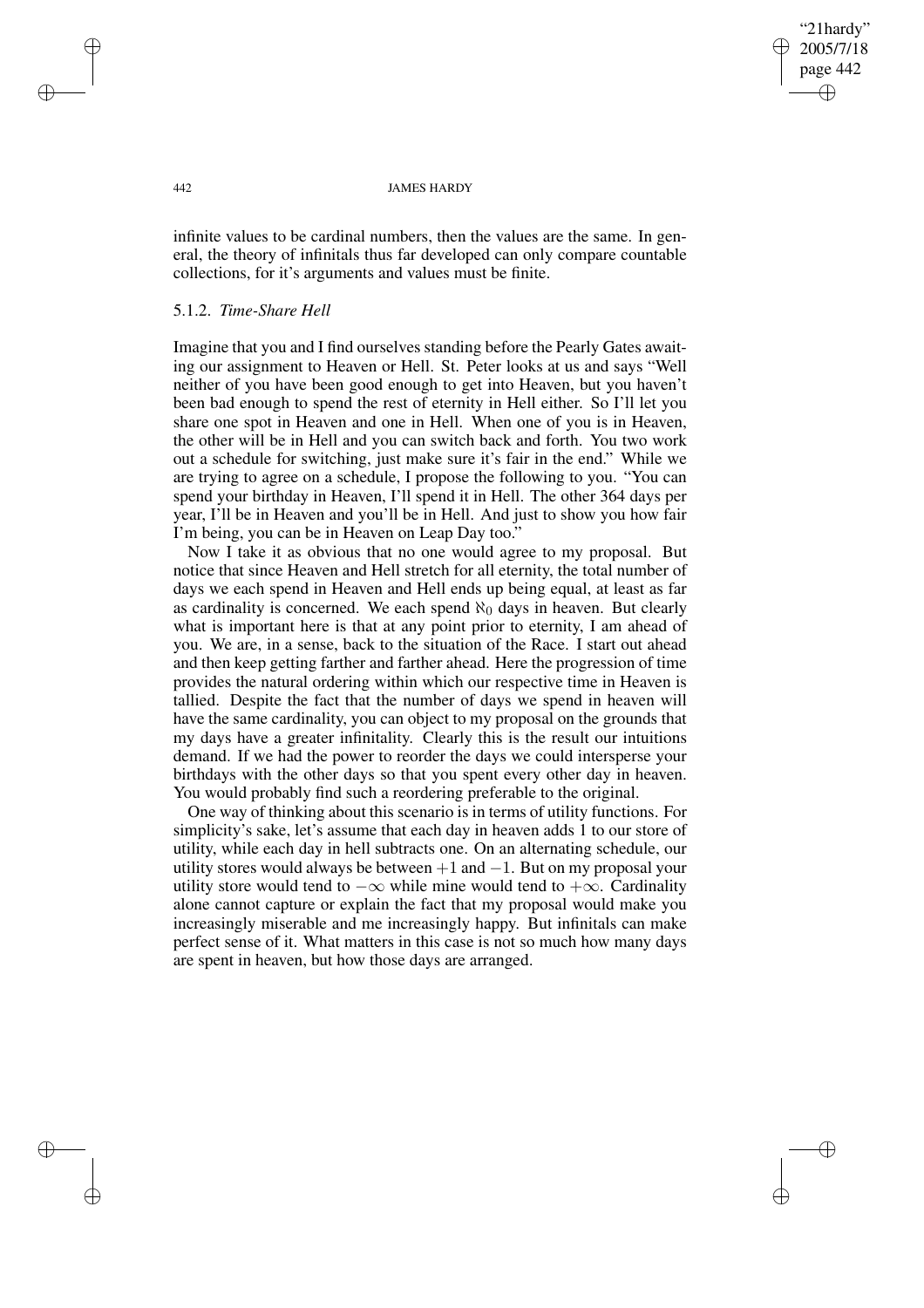infinite values to be cardinal numbers, then the values are the same. In general, the theory of infinitals thus far developed can only compare countable collections, for it's arguments and values must be finite.

### 5.1.2. *Time-Share Hell*

Imagine that you and I find ourselves standing before the Pearly Gates awaiting our assignment to Heaven or Hell. St. Peter looks at us and says "Well neither of you have been good enough to get into Heaven, but you haven't been bad enough to spend the rest of eternity in Hell either. So I'll let you share one spot in Heaven and one in Hell. When one of you is in Heaven, the other will be in Hell and you can switch back and forth. You two work out a schedule for switching, just make sure it's fair in the end." While we are trying to agree on a schedule, I propose the following to you. "You can spend your birthday in Heaven, I'll spend it in Hell. The other 364 days per year, I'll be in Heaven and you'll be in Hell. And just to show you how fair I'm being, you can be in Heaven on Leap Day too."

Now I take it as obvious that no one would agree to my proposal. But notice that since Heaven and Hell stretch for all eternity, the total number of days we each spend in Heaven and Hell ends up being equal, at least as far as cardinality is concerned. We each spend $\aleph_0$ days in heaven. But clearly what is important here is that at any point prior to eternity, I am ahead of you. We are, in a sense, back to the situation of the Race. I start out ahead and then keep getting farther and farther ahead. Here the progression of time provides the natural ordering within which our respective time in Heaven is tallied. Despite the fact that the number of days we spend in heaven will have the same cardinality, you can object to my proposal on the grounds that my days have a greater infinitality. Clearly this is the result our intuitions demand. If we had the power to reorder the days we could intersperse your birthdays with the other days so that you spent every other day in heaven. You would probably find such a reordering preferable to the original.

One way of thinking about this scenario is in terms of utility functions. For simplicity's sake, let's assume that each day in heaven adds 1 to our store of utility, while each day in hell subtracts one. On an alternating schedule, our utility stores would always be between $+1$ and $-1$. But on my proposal your utility store would tend to $-\infty$ while mine would tend to $+\infty$. Cardinality alone cannot capture or explain the fact that my proposal would make you increasingly miserable and me increasingly happy. But infinitals can make perfect sense of it. What matters in this case is not so much how many days are spent in heaven, but how those days are arranged.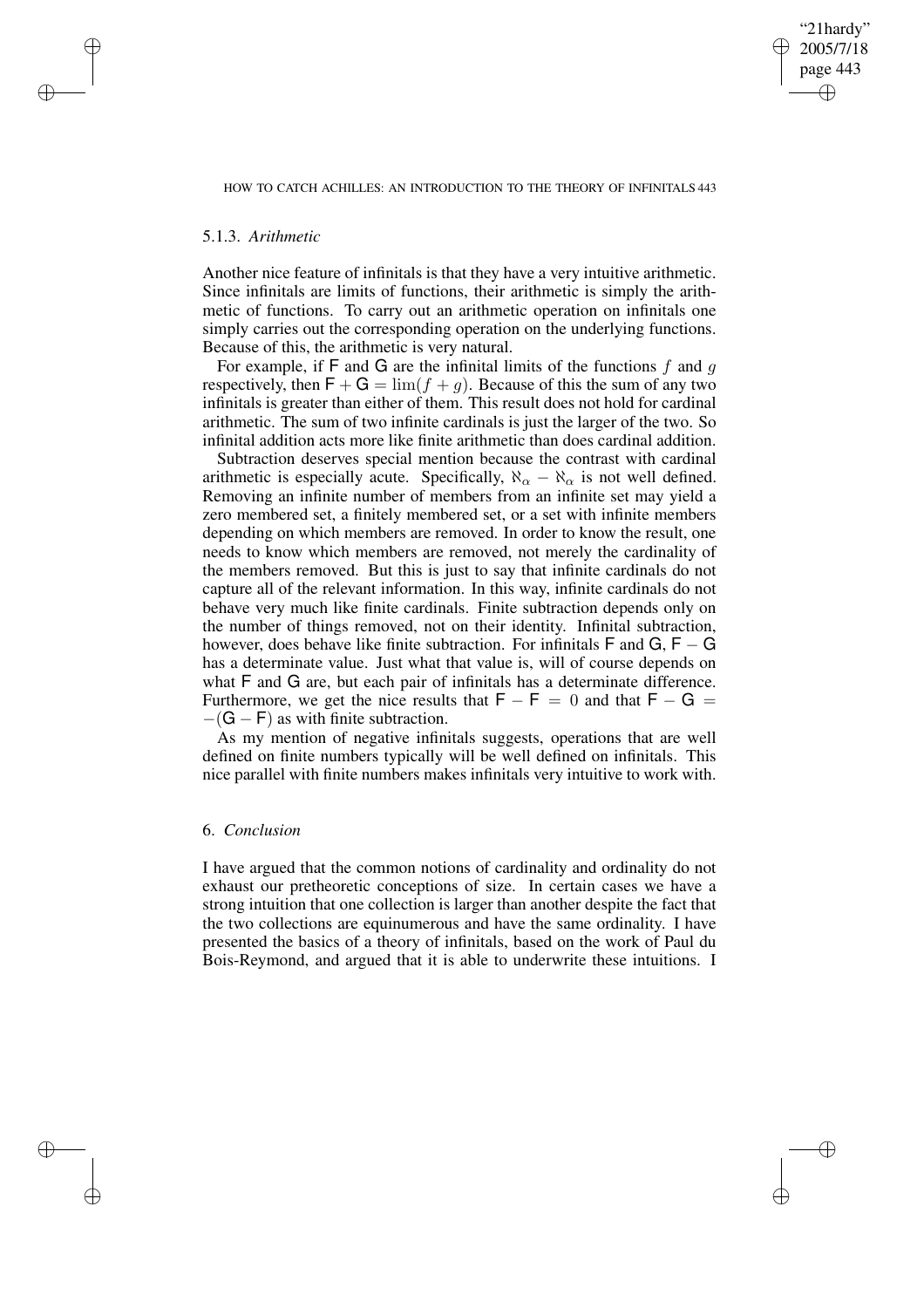### 5.1.3. *Arithmetic*

Another nice feature of infinitals is that they have a very intuitive arithmetic. Since infinitals are limits of functions, their arithmetic is simply the arithmetic of functions. To carry out an arithmetic operation on infinitals one simply carries out the corresponding operation on the underlying functions. Because of this, the arithmetic is very natural.

For example, if $\mathsf{F}$ and $\mathsf{G}$ are the infinital limits of the functions $f$ and $g$ respectively, then $\mathsf{F} + \mathsf{G} = \lim(f + g)$. Because of this the sum of any two infinitals is greater than either of them. This result does not hold for cardinal arithmetic. The sum of two infinite cardinals is just the larger of the two. So infinital addition acts more like finite arithmetic than does cardinal addition.

Subtraction deserves special mention because the contrast with cardinal arithmetic is especially acute. Specifically, $\aleph_\alpha - \aleph_\alpha$ is not well defined. Removing an infinite number of members from an infinite set may yield a zero membered set, a finitely membered set, or a set with infinite members depending on which members are removed. In order to know the result, one needs to know which members are removed, not merely the cardinality of the members removed. But this is just to say that infinite cardinals do not capture all of the relevant information. In this way, infinite cardinals do not behave very much like finite cardinals. Finite subtraction depends only on the number of things removed, not on their identity. Infinital subtraction, however, does behave like finite subtraction. For infinitals $\mathsf{F}$ and $\mathsf{G}$, $\mathsf{F} - \mathsf{G}$ has a determinate value. Just what that value is, will of course depends on what $\mathsf{F}$ and $\mathsf{G}$ are, but each pair of infinitals has a determinate difference. Furthermore, we get the nice results that $\mathsf{F} - \mathsf{F} = 0$ and that $\mathsf{F} - \mathsf{G} = -(\mathsf{G} - \mathsf{F})$ as with finite subtraction.

As my mention of negative infinitals suggests, operations that are well defined on finite numbers typically will be well defined on infinitals. This nice parallel with finite numbers makes infinitals very intuitive to work with.

## 6. *Conclusion*

I have argued that the common notions of cardinality and ordinality do not exhaust our pretheoretic conceptions of size. In certain cases we have a strong intuition that one collection is larger than another despite the fact that the two collections are equinumerous and have the same ordinality. I have presented the basics of a theory of infinitals, based on the work of Paul du Bois-Reymond, and argued that it is able to underwrite these intuitions. I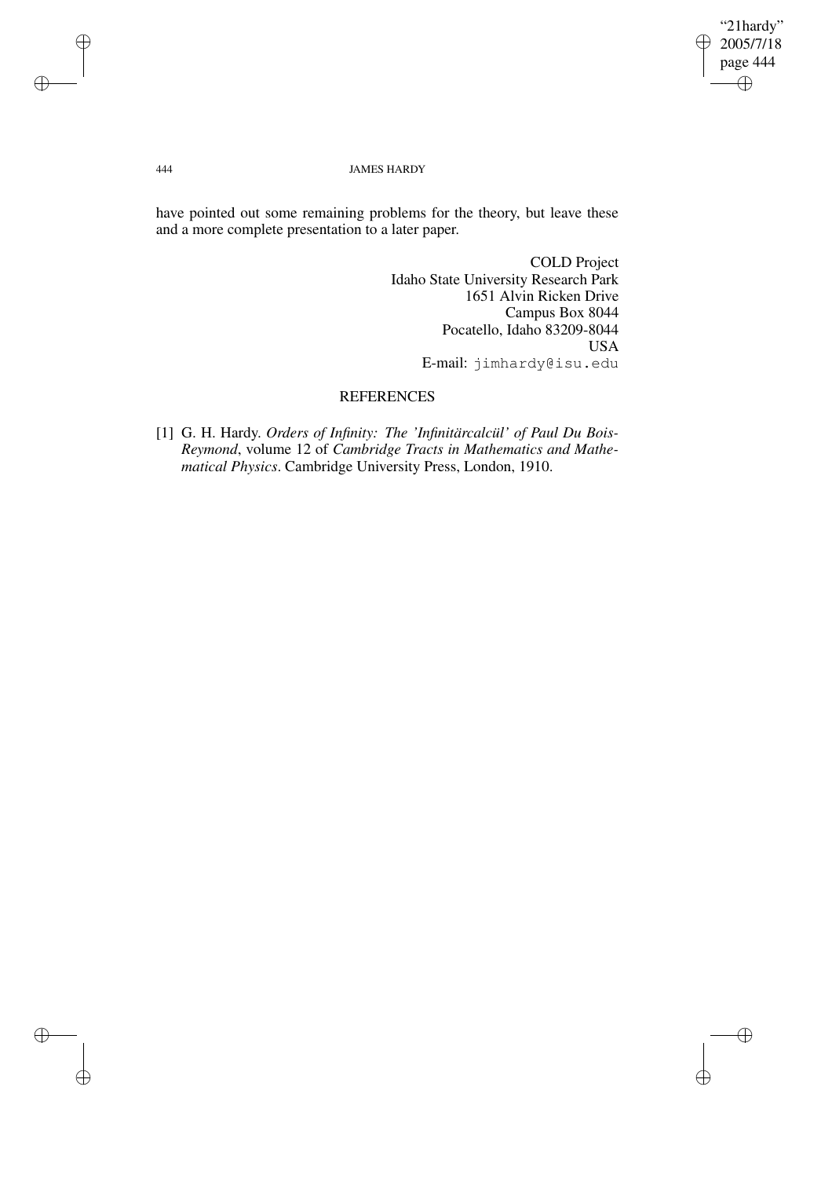have pointed out some remaining problems for the theory, but leave these and a more complete presentation to a later paper.

COLD Project
Idaho State University Research Park
1651 Alvin Ricken Drive
Campus Box 8044
Pocatello, Idaho 83209-8044
USA
E-mail: jimhardy@isu.edu

## REFERENCES

[1] G. H. Hardy. *Orders of Infinity: The 'Infinitärcalcül' of Paul Du Bois-Reymond*, volume 12 of *Cambridge Tracts in Mathematics and Mathematical Physics*. Cambridge University Press, London, 1910.